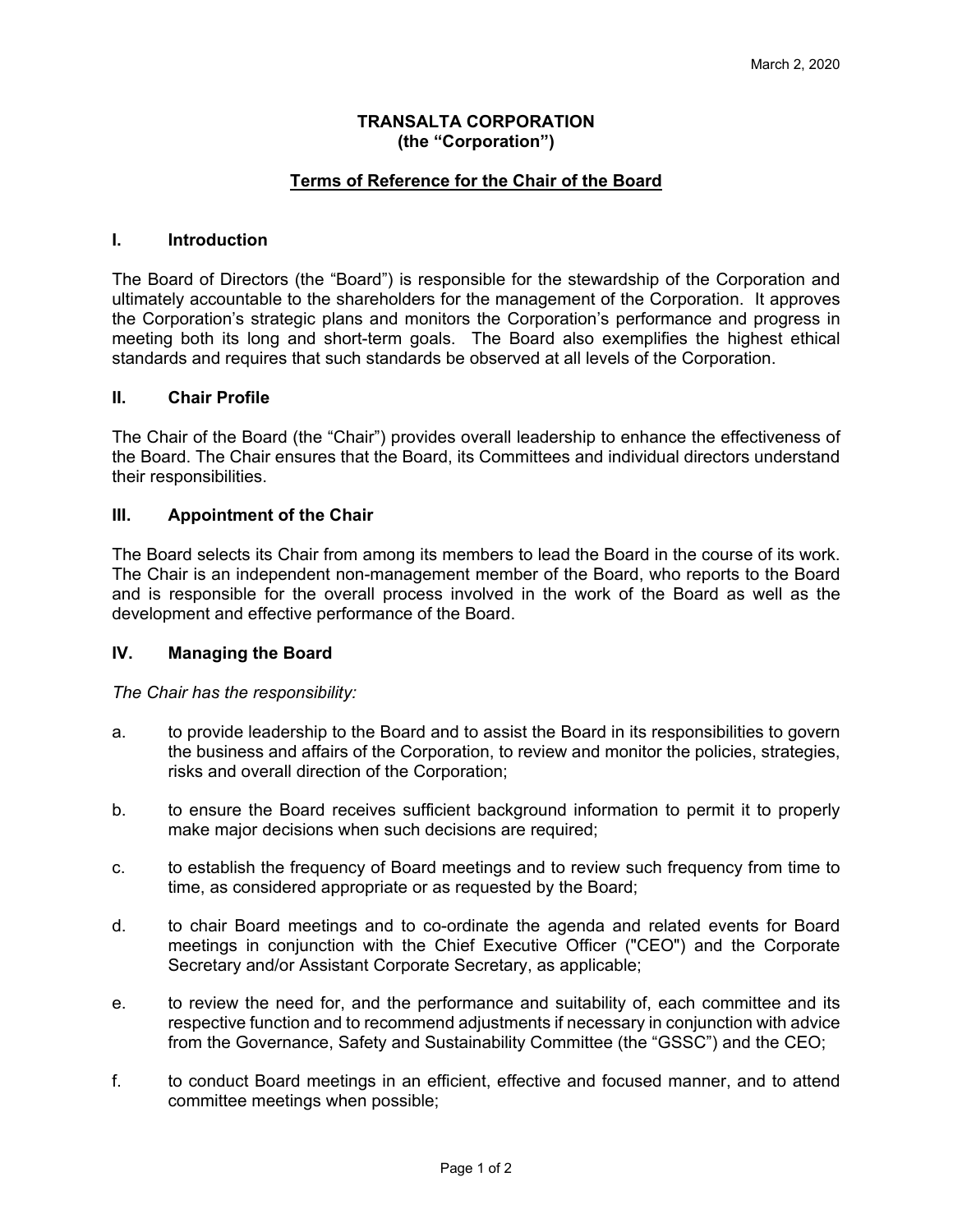March 2, 2020

**TRANSALTA CORPORATION**
**(the "Corporation")**

**Terms of Reference for the Chair of the Board**

## I. Introduction

The Board of Directors (the "Board") is responsible for the stewardship of the Corporation and ultimately accountable to the shareholders for the management of the Corporation. It approves the Corporation's strategic plans and monitors the Corporation's performance and progress in meeting both its long and short-term goals. The Board also exemplifies the highest ethical standards and requires that such standards be observed at all levels of the Corporation.

## II. Chair Profile

The Chair of the Board (the "Chair") provides overall leadership to enhance the effectiveness of the Board. The Chair ensures that the Board, its Committees and individual directors understand their responsibilities.

## III. Appointment of the Chair

The Board selects its Chair from among its members to lead the Board in the course of its work. The Chair is an independent non-management member of the Board, who reports to the Board and is responsible for the overall process involved in the work of the Board as well as the development and effective performance of the Board.

## IV. Managing the Board

*The Chair has the responsibility:*

a. to provide leadership to the Board and to assist the Board in its responsibilities to govern the business and affairs of the Corporation, to review and monitor the policies, strategies, risks and overall direction of the Corporation;

b. to ensure the Board receives sufficient background information to permit it to properly make major decisions when such decisions are required;

c. to establish the frequency of Board meetings and to review such frequency from time to time, as considered appropriate or as requested by the Board;

d. to chair Board meetings and to co-ordinate the agenda and related events for Board meetings in conjunction with the Chief Executive Officer ("CEO") and the Corporate Secretary and/or Assistant Corporate Secretary, as applicable;

e. to review the need for, and the performance and suitability of, each committee and its respective function and to recommend adjustments if necessary in conjunction with advice from the Governance, Safety and Sustainability Committee (the "GSSC") and the CEO;

f. to conduct Board meetings in an efficient, effective and focused manner, and to attend committee meetings when possible;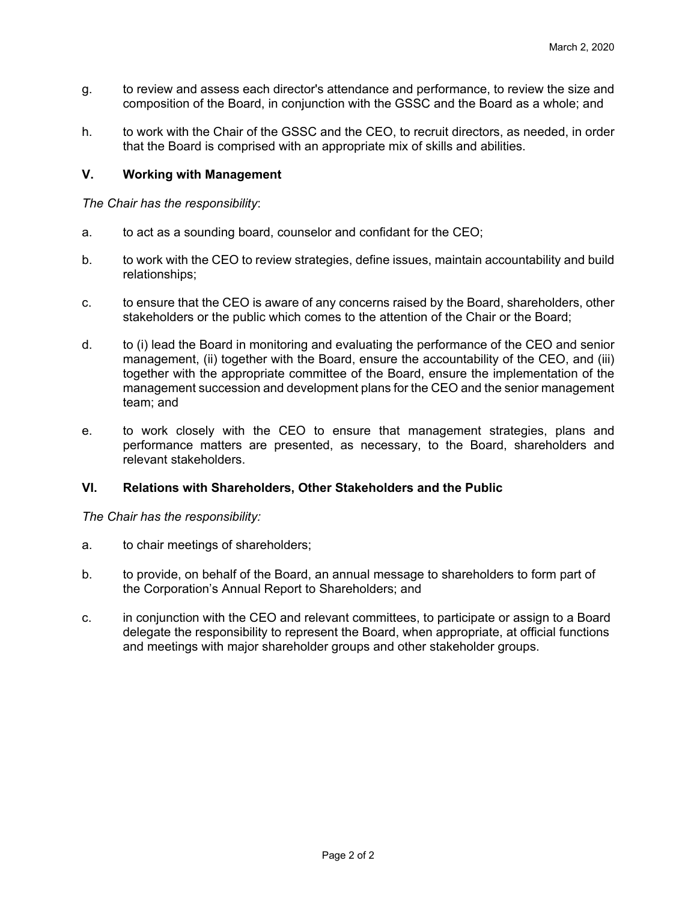g. to review and assess each director's attendance and performance, to review the size and composition of the Board, in conjunction with the GSSC and the Board as a whole; and

h. to work with the Chair of the GSSC and the CEO, to recruit directors, as needed, in order that the Board is comprised with an appropriate mix of skills and abilities.

## V. Working with Management

*The Chair has the responsibility*:

a. to act as a sounding board, counselor and confidant for the CEO;

b. to work with the CEO to review strategies, define issues, maintain accountability and build relationships;

c. to ensure that the CEO is aware of any concerns raised by the Board, shareholders, other stakeholders or the public which comes to the attention of the Chair or the Board;

d. to (i) lead the Board in monitoring and evaluating the performance of the CEO and senior management, (ii) together with the Board, ensure the accountability of the CEO, and (iii) together with the appropriate committee of the Board, ensure the implementation of the management succession and development plans for the CEO and the senior management team; and

e. to work closely with the CEO to ensure that management strategies, plans and performance matters are presented, as necessary, to the Board, shareholders and relevant stakeholders.

## VI. Relations with Shareholders, Other Stakeholders and the Public

*The Chair has the responsibility:*

a. to chair meetings of shareholders;

b. to provide, on behalf of the Board, an annual message to shareholders to form part of the Corporation's Annual Report to Shareholders; and

c. in conjunction with the CEO and relevant committees, to participate or assign to a Board delegate the responsibility to represent the Board, when appropriate, at official functions and meetings with major shareholder groups and other stakeholder groups.